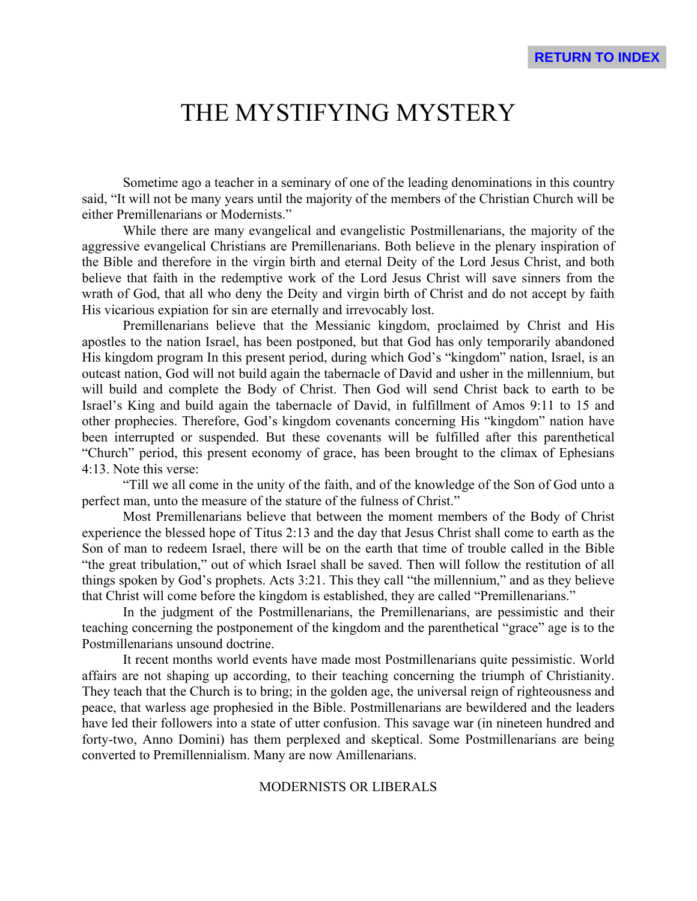# THE MYSTIFYING MYSTERY

Sometime ago a teacher in a seminary of one of the leading denominations in this country said, "It will not be many years until the majority of the members of the Christian Church will be either Premillenarians or Modernists."

While there are many evangelical and evangelistic Postmillenarians, the majority of the aggressive evangelical Christians are Premillenarians. Both believe in the plenary inspiration of the Bible and therefore in the virgin birth and eternal Deity of the Lord Jesus Christ, and both believe that faith in the redemptive work of the Lord Jesus Christ will save sinners from the wrath of God, that all who deny the Deity and virgin birth of Christ and do not accept by faith His vicarious expiation for sin are eternally and irrevocably lost.

Premillenarians believe that the Messianic kingdom, proclaimed by Christ and His apostles to the nation Israel, has been postponed, but that God has only temporarily abandoned His kingdom program In this present period, during which God's "kingdom" nation, Israel, is an outcast nation, God will not build again the tabernacle of David and usher in the millennium, but will build and complete the Body of Christ. Then God will send Christ back to earth to be Israel's King and build again the tabernacle of David, in fulfillment of Amos 9:11 to 15 and other prophecies. Therefore, God's kingdom covenants concerning His "kingdom" nation have been interrupted or suspended. But these covenants will be fulfilled after this parenthetical "Church" period, this present economy of grace, has been brought to the climax of Ephesians 4:13. Note this verse:

"Till we all come in the unity of the faith, and of the knowledge of the Son of God unto a perfect man, unto the measure of the stature of the fulness of Christ."

Most Premillenarians believe that between the moment members of the Body of Christ experience the blessed hope of Titus 2:13 and the day that Jesus Christ shall come to earth as the Son of man to redeem Israel, there will be on the earth that time of trouble called in the Bible "the great tribulation," out of which Israel shall be saved. Then will follow the restitution of all things spoken by God's prophets. Acts 3:21. This they call "the millennium," and as they believe that Christ will come before the kingdom is established, they are called "Premillenarians."

In the judgment of the Postmillenarians, the Premillenarians, are pessimistic and their teaching concerning the postponement of the kingdom and the parenthetical "grace" age is to the Postmillenarians unsound doctrine.

It recent months world events have made most Postmillenarians quite pessimistic. World affairs are not shaping up according, to their teaching concerning the triumph of Christianity. They teach that the Church is to bring; in the golden age, the universal reign of righteousness and peace, that warless age prophesied in the Bible. Postmillenarians are bewildered and the leaders have led their followers into a state of utter confusion. This savage war (in nineteen hundred and forty-two, Anno Domini) has them perplexed and skeptical. Some Postmillenarians are being converted to Premillennialism. Many are now Amillenarians.

## MODERNISTS OR LIBERALS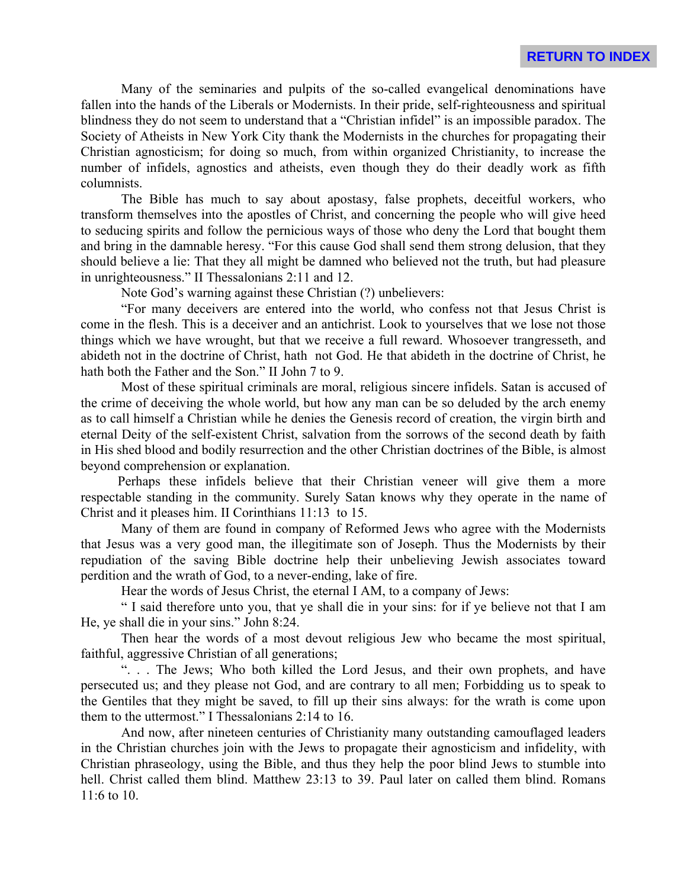Many of the seminaries and pulpits of the so-called evangelical denominations have fallen into the hands of the Liberals or Modernists. In their pride, self-righteousness and spiritual blindness they do not seem to understand that a "Christian infidel" is an impossible paradox. The Society of Atheists in New York City thank the Modernists in the churches for propagating their Christian agnosticism; for doing so much, from within organized Christianity, to increase the number of infidels, agnostics and atheists, even though they do their deadly work as fifth columnists.

The Bible has much to say about apostasy, false prophets, deceitful workers, who transform themselves into the apostles of Christ, and concerning the people who will give heed to seducing spirits and follow the pernicious ways of those who deny the Lord that bought them and bring in the damnable heresy. "For this cause God shall send them strong delusion, that they should believe a lie: That they all might be damned who believed not the truth, but had pleasure in unrighteousness." II Thessalonians 2:11 and 12.

Note God's warning against these Christian (?) unbelievers:

"For many deceivers are entered into the world, who confess not that Jesus Christ is come in the flesh. This is a deceiver and an antichrist. Look to yourselves that we lose not those things which we have wrought, but that we receive a full reward. Whosoever trangresseth, and abideth not in the doctrine of Christ, hath not God. He that abideth in the doctrine of Christ, he hath both the Father and the Son." II John 7 to 9.

Most of these spiritual criminals are moral, religious sincere infidels. Satan is accused of the crime of deceiving the whole world, but how any man can be so deluded by the arch enemy as to call himself a Christian while he denies the Genesis record of creation, the virgin birth and eternal Deity of the self-existent Christ, salvation from the sorrows of the second death by faith in His shed blood and bodily resurrection and the other Christian doctrines of the Bible, is almost beyond comprehension or explanation.

Perhaps these infidels believe that their Christian veneer will give them a more respectable standing in the community. Surely Satan knows why they operate in the name of Christ and it pleases him. II Corinthians 11:13 to 15.

Many of them are found in company of Reformed Jews who agree with the Modernists that Jesus was a very good man, the illegitimate son of Joseph. Thus the Modernists by their repudiation of the saving Bible doctrine help their unbelieving Jewish associates toward perdition and the wrath of God, to a never-ending, lake of fire.

Hear the words of Jesus Christ, the eternal I AM, to a company of Jews:

" I said therefore unto you, that ye shall die in your sins: for if ye believe not that I am He, ye shall die in your sins." John 8:24.

Then hear the words of a most devout religious Jew who became the most spiritual, faithful, aggressive Christian of all generations;

". . . The Jews; Who both killed the Lord Jesus, and their own prophets, and have persecuted us; and they please not God, and are contrary to all men; Forbidding us to speak to the Gentiles that they might be saved, to fill up their sins always: for the wrath is come upon them to the uttermost." I Thessalonians 2:14 to 16.

And now, after nineteen centuries of Christianity many outstanding camouflaged leaders in the Christian churches join with the Jews to propagate their agnosticism and infidelity, with Christian phraseology, using the Bible, and thus they help the poor blind Jews to stumble into hell. Christ called them blind. Matthew 23:13 to 39. Paul later on called them blind. Romans 11:6 to 10.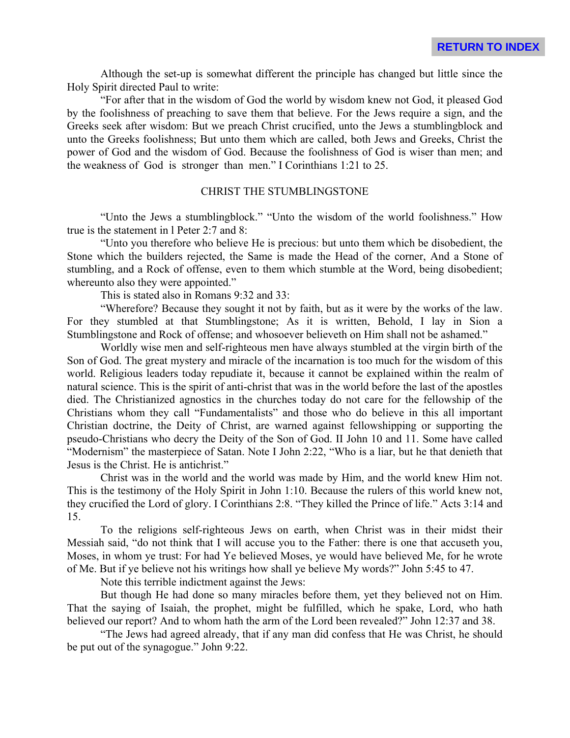Although the set-up is somewhat different the principle has changed but little since the Holy Spirit directed Paul to write:

"For after that in the wisdom of God the world by wisdom knew not God, it pleased God by the foolishness of preaching to save them that believe. For the Jews require a sign, and the Greeks seek after wisdom: But we preach Christ crucified, unto the Jews a stumblingblock and unto the Greeks foolishness; But unto them which are called, both Jews and Greeks, Christ the power of God and the wisdom of God. Because the foolishness of God is wiser than men; and the weakness of God is stronger than men." I Corinthians 1:21 to 25.

## CHRIST THE STUMBLINGSTONE

"Unto the Jews a stumblingblock." "Unto the wisdom of the world foolishness." How true is the statement in l Peter 2:7 and 8:

"Unto you therefore who believe He is precious: but unto them which be disobedient, the Stone which the builders rejected, the Same is made the Head of the corner, And a Stone of stumbling, and a Rock of offense, even to them which stumble at the Word, being disobedient; whereunto also they were appointed."

This is stated also in Romans 9:32 and 33:

"Wherefore? Because they sought it not by faith, but as it were by the works of the law. For they stumbled at that Stumblingstone; As it is written, Behold, I lay in Sion a Stumblingstone and Rock of offense; and whosoever believeth on Him shall not be ashamed."

Worldly wise men and self-righteous men have always stumbled at the virgin birth of the Son of God. The great mystery and miracle of the incarnation is too much for the wisdom of this world. Religious leaders today repudiate it, because it cannot be explained within the realm of natural science. This is the spirit of anti-christ that was in the world before the last of the apostles died. The Christianized agnostics in the churches today do not care for the fellowship of the Christians whom they call "Fundamentalists" and those who do believe in this all important Christian doctrine, the Deity of Christ, are warned against fellowshipping or supporting the pseudo-Christians who decry the Deity of the Son of God. II John 10 and 11. Some have called "Modernism" the masterpiece of Satan. Note I John 2:22, "Who is a liar, but he that denieth that Jesus is the Christ. He is antichrist."

Christ was in the world and the world was made by Him, and the world knew Him not. This is the testimony of the Holy Spirit in John 1:10. Because the rulers of this world knew not, they crucified the Lord of glory. I Corinthians 2:8. "They killed the Prince of life." Acts 3:14 and 15.

To the religions self-righteous Jews on earth, when Christ was in their midst their Messiah said, "do not think that I will accuse you to the Father: there is one that accuseth you, Moses, in whom ye trust: For had Ye believed Moses, ye would have believed Me, for he wrote of Me. But if ye believe not his writings how shall ye believe My words?" John 5:45 to 47.

Note this terrible indictment against the Jews:

But though He had done so many miracles before them, yet they believed not on Him. That the saying of Isaiah, the prophet, might be fulfilled, which he spake, Lord, who hath believed our report? And to whom hath the arm of the Lord been revealed?" John 12:37 and 38.

"The Jews had agreed already, that if any man did confess that He was Christ, he should be put out of the synagogue." John 9:22.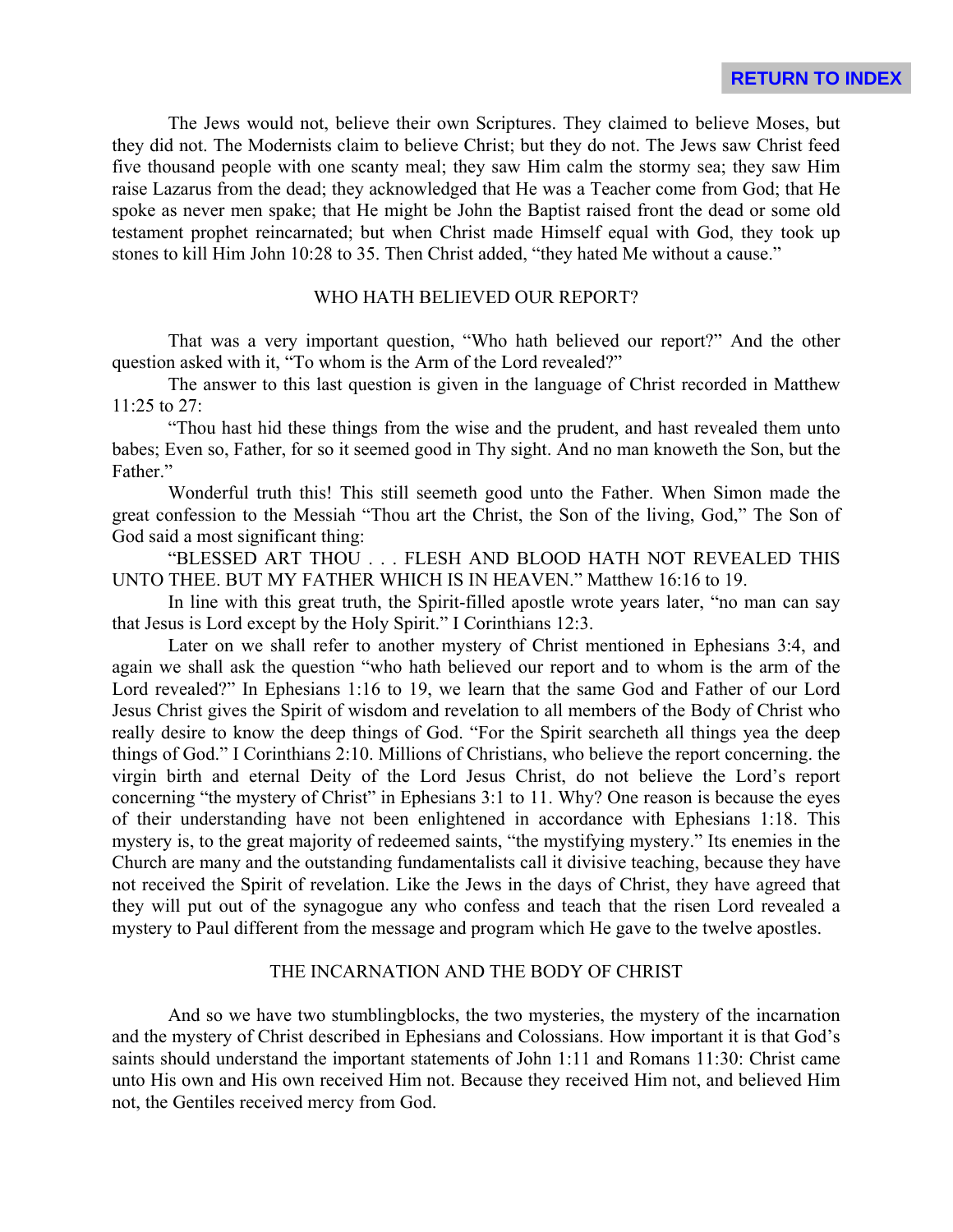The Jews would not, believe their own Scriptures. They claimed to believe Moses, but they did not. The Modernists claim to believe Christ; but they do not. The Jews saw Christ feed five thousand people with one scanty meal; they saw Him calm the stormy sea; they saw Him raise Lazarus from the dead; they acknowledged that He was a Teacher come from God; that He spoke as never men spake; that He might be John the Baptist raised front the dead or some old testament prophet reincarnated; but when Christ made Himself equal with God, they took up stones to kill Him John 10:28 to 35. Then Christ added, "they hated Me without a cause."

## WHO HATH BELIEVED OUR REPORT?

That was a very important question, "Who hath believed our report?" And the other question asked with it, "To whom is the Arm of the Lord revealed?"

The answer to this last question is given in the language of Christ recorded in Matthew 11:25 to 27:

"Thou hast hid these things from the wise and the prudent, and hast revealed them unto babes; Even so, Father, for so it seemed good in Thy sight. And no man knoweth the Son, but the Father."

Wonderful truth this! This still seemeth good unto the Father. When Simon made the great confession to the Messiah "Thou art the Christ, the Son of the living, God," The Son of God said a most significant thing:

"BLESSED ART THOU . . . FLESH AND BLOOD HATH NOT REVEALED THIS UNTO THEE. BUT MY FATHER WHICH IS IN HEAVEN." Matthew 16:16 to 19.

In line with this great truth, the Spirit-filled apostle wrote years later, "no man can say that Jesus is Lord except by the Holy Spirit." I Corinthians 12:3.

Later on we shall refer to another mystery of Christ mentioned in Ephesians 3:4, and again we shall ask the question "who hath believed our report and to whom is the arm of the Lord revealed?" In Ephesians 1:16 to 19, we learn that the same God and Father of our Lord Jesus Christ gives the Spirit of wisdom and revelation to all members of the Body of Christ who really desire to know the deep things of God. "For the Spirit searcheth all things yea the deep things of God." I Corinthians 2:10. Millions of Christians, who believe the report concerning. the virgin birth and eternal Deity of the Lord Jesus Christ, do not believe the Lord's report concerning "the mystery of Christ" in Ephesians 3:1 to 11. Why? One reason is because the eyes of their understanding have not been enlightened in accordance with Ephesians 1:18. This mystery is, to the great majority of redeemed saints, "the mystifying mystery." Its enemies in the Church are many and the outstanding fundamentalists call it divisive teaching, because they have not received the Spirit of revelation. Like the Jews in the days of Christ, they have agreed that they will put out of the synagogue any who confess and teach that the risen Lord revealed a mystery to Paul different from the message and program which He gave to the twelve apostles.

## THE INCARNATION AND THE BODY OF CHRIST

And so we have two stumblingblocks, the two mysteries, the mystery of the incarnation and the mystery of Christ described in Ephesians and Colossians. How important it is that God's saints should understand the important statements of John 1:11 and Romans 11:30: Christ came unto His own and His own received Him not. Because they received Him not, and believed Him not, the Gentiles received mercy from God.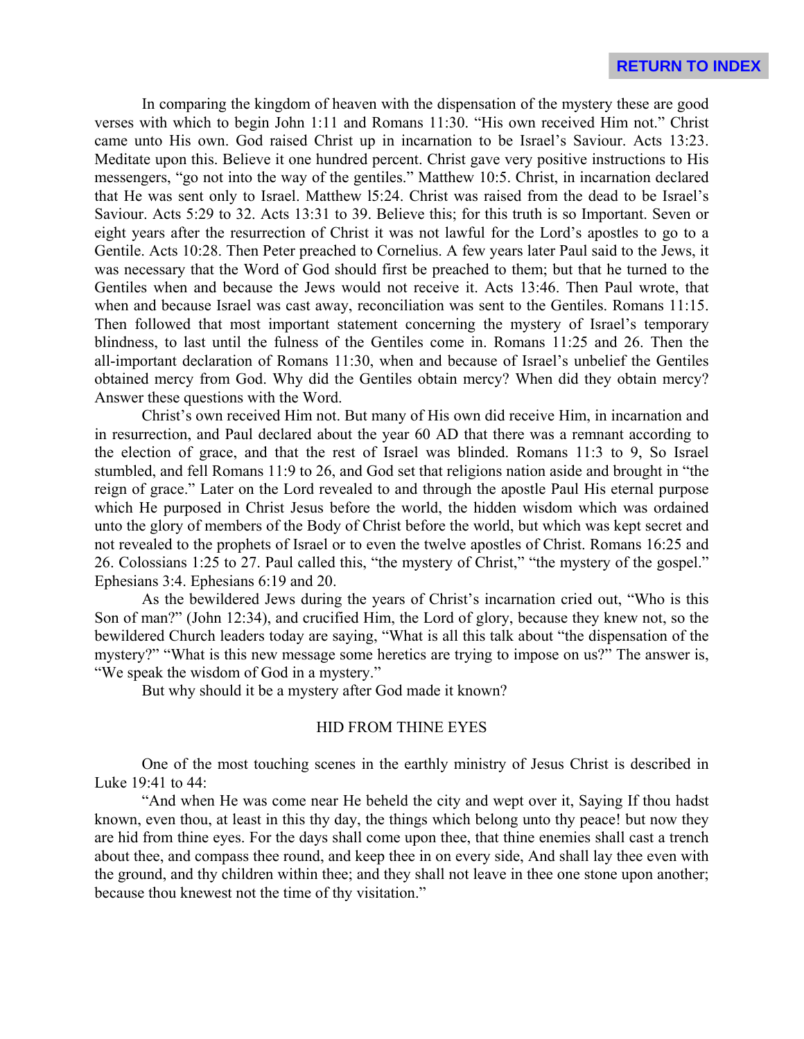In comparing the kingdom of heaven with the dispensation of the mystery these are good verses with which to begin John 1:11 and Romans 11:30. "His own received Him not." Christ came unto His own. God raised Christ up in incarnation to be Israel's Saviour. Acts 13:23. Meditate upon this. Believe it one hundred percent. Christ gave very positive instructions to His messengers, "go not into the way of the gentiles." Matthew 10:5. Christ, in incarnation declared that He was sent only to Israel. Matthew l5:24. Christ was raised from the dead to be Israel's Saviour. Acts 5:29 to 32. Acts 13:31 to 39. Believe this; for this truth is so Important. Seven or eight years after the resurrection of Christ it was not lawful for the Lord's apostles to go to a Gentile. Acts 10:28. Then Peter preached to Cornelius. A few years later Paul said to the Jews, it was necessary that the Word of God should first be preached to them; but that he turned to the Gentiles when and because the Jews would not receive it. Acts 13:46. Then Paul wrote, that when and because Israel was cast away, reconciliation was sent to the Gentiles. Romans 11:15. Then followed that most important statement concerning the mystery of Israel's temporary blindness, to last until the fulness of the Gentiles come in. Romans 11:25 and 26. Then the all-important declaration of Romans 11:30, when and because of Israel's unbelief the Gentiles obtained mercy from God. Why did the Gentiles obtain mercy? When did they obtain mercy? Answer these questions with the Word.

Christ's own received Him not. But many of His own did receive Him, in incarnation and in resurrection, and Paul declared about the year 60 AD that there was a remnant according to the election of grace, and that the rest of Israel was blinded. Romans 11:3 to 9, So Israel stumbled, and fell Romans 11:9 to 26, and God set that religions nation aside and brought in "the reign of grace." Later on the Lord revealed to and through the apostle Paul His eternal purpose which He purposed in Christ Jesus before the world, the hidden wisdom which was ordained unto the glory of members of the Body of Christ before the world, but which was kept secret and not revealed to the prophets of Israel or to even the twelve apostles of Christ. Romans 16:25 and 26. Colossians 1:25 to 27. Paul called this, "the mystery of Christ," "the mystery of the gospel." Ephesians 3:4. Ephesians 6:19 and 20.

As the bewildered Jews during the years of Christ's incarnation cried out, "Who is this Son of man?" (John 12:34), and crucified Him, the Lord of glory, because they knew not, so the bewildered Church leaders today are saying, "What is all this talk about "the dispensation of the mystery?" "What is this new message some heretics are trying to impose on us?" The answer is, "We speak the wisdom of God in a mystery."

But why should it be a mystery after God made it known?

## HID FROM THINE EYES

One of the most touching scenes in the earthly ministry of Jesus Christ is described in Luke 19:41 to 44:

"And when He was come near He beheld the city and wept over it, Saying If thou hadst known, even thou, at least in this thy day, the things which belong unto thy peace! but now they are hid from thine eyes. For the days shall come upon thee, that thine enemies shall cast a trench about thee, and compass thee round, and keep thee in on every side, And shall lay thee even with the ground, and thy children within thee; and they shall not leave in thee one stone upon another; because thou knewest not the time of thy visitation."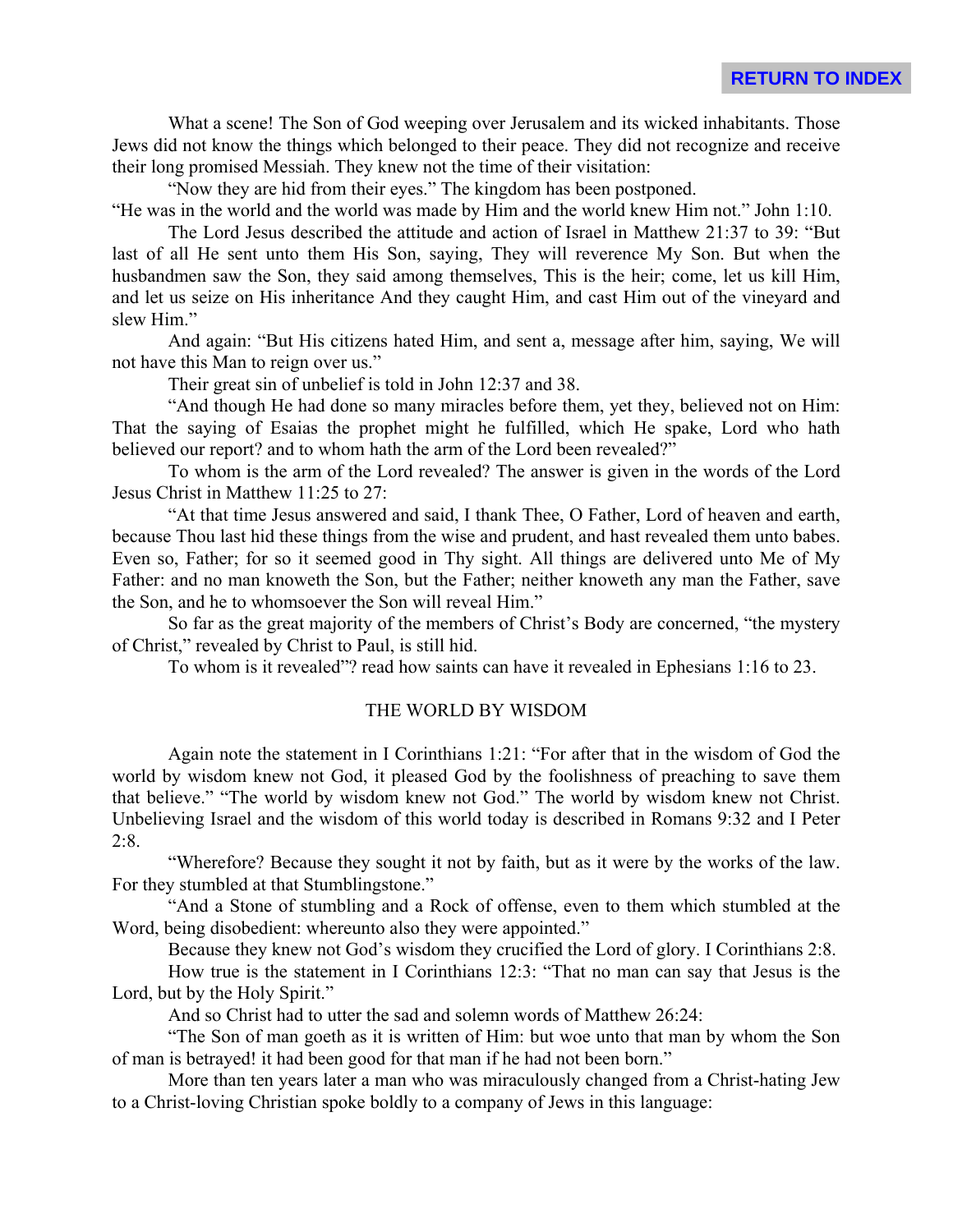What a scene! The Son of God weeping over Jerusalem and its wicked inhabitants. Those Jews did not know the things which belonged to their peace. They did not recognize and receive their long promised Messiah. They knew not the time of their visitation:

"Now they are hid from their eyes." The kingdom has been postponed.

"He was in the world and the world was made by Him and the world knew Him not." John 1:10.

The Lord Jesus described the attitude and action of Israel in Matthew 21:37 to 39: "But last of all He sent unto them His Son, saying, They will reverence My Son. But when the husbandmen saw the Son, they said among themselves, This is the heir; come, let us kill Him, and let us seize on His inheritance And they caught Him, and cast Him out of the vineyard and slew Him."

And again: "But His citizens hated Him, and sent a, message after him, saying, We will not have this Man to reign over us."

Their great sin of unbelief is told in John 12:37 and 38.

"And though He had done so many miracles before them, yet they, believed not on Him: That the saying of Esaias the prophet might he fulfilled, which He spake, Lord who hath believed our report? and to whom hath the arm of the Lord been revealed?"

To whom is the arm of the Lord revealed? The answer is given in the words of the Lord Jesus Christ in Matthew 11:25 to 27:

"At that time Jesus answered and said, I thank Thee, O Father, Lord of heaven and earth, because Thou last hid these things from the wise and prudent, and hast revealed them unto babes. Even so, Father; for so it seemed good in Thy sight. All things are delivered unto Me of My Father: and no man knoweth the Son, but the Father; neither knoweth any man the Father, save the Son, and he to whomsoever the Son will reveal Him."

So far as the great majority of the members of Christ's Body are concerned, "the mystery of Christ," revealed by Christ to Paul, is still hid.

To whom is it revealed"? read how saints can have it revealed in Ephesians 1:16 to 23.

## THE WORLD BY WISDOM

Again note the statement in I Corinthians 1:21: "For after that in the wisdom of God the world by wisdom knew not God, it pleased God by the foolishness of preaching to save them that believe." "The world by wisdom knew not God." The world by wisdom knew not Christ. Unbelieving Israel and the wisdom of this world today is described in Romans 9:32 and I Peter 2:8.

"Wherefore? Because they sought it not by faith, but as it were by the works of the law. For they stumbled at that Stumblingstone."

"And a Stone of stumbling and a Rock of offense, even to them which stumbled at the Word, being disobedient: whereunto also they were appointed."

Because they knew not God's wisdom they crucified the Lord of glory. I Corinthians 2:8.

How true is the statement in I Corinthians 12:3: "That no man can say that Jesus is the Lord, but by the Holy Spirit."

And so Christ had to utter the sad and solemn words of Matthew 26:24:

"The Son of man goeth as it is written of Him: but woe unto that man by whom the Son of man is betrayed! it had been good for that man if he had not been born."

More than ten years later a man who was miraculously changed from a Christ-hating Jew to a Christ-loving Christian spoke boldly to a company of Jews in this language: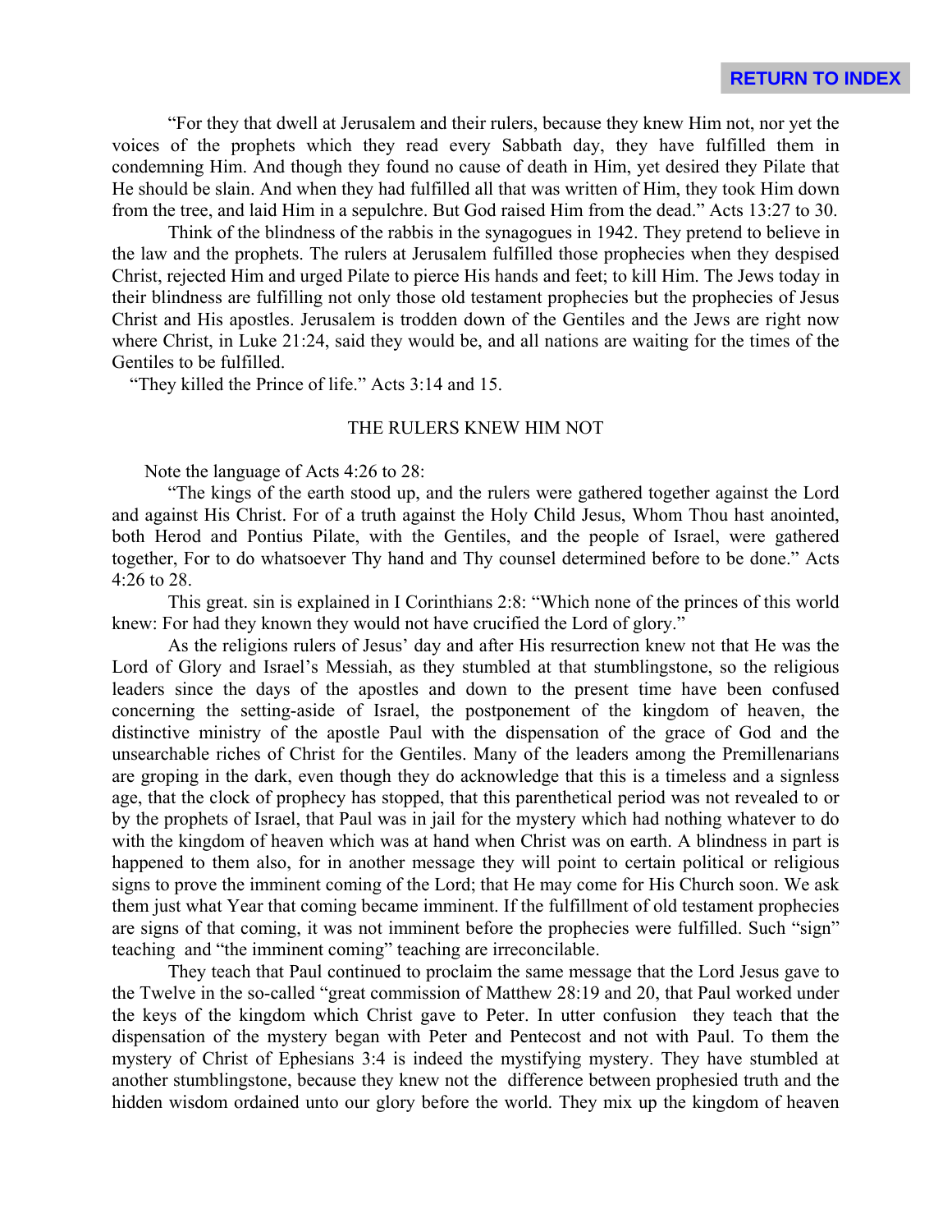"For they that dwell at Jerusalem and their rulers, because they knew Him not, nor yet the voices of the prophets which they read every Sabbath day, they have fulfilled them in condemning Him. And though they found no cause of death in Him, yet desired they Pilate that He should be slain. And when they had fulfilled all that was written of Him, they took Him down from the tree, and laid Him in a sepulchre. But God raised Him from the dead." Acts 13:27 to 30.

Think of the blindness of the rabbis in the synagogues in 1942. They pretend to believe in the law and the prophets. The rulers at Jerusalem fulfilled those prophecies when they despised Christ, rejected Him and urged Pilate to pierce His hands and feet; to kill Him. The Jews today in their blindness are fulfilling not only those old testament prophecies but the prophecies of Jesus Christ and His apostles. Jerusalem is trodden down of the Gentiles and the Jews are right now where Christ, in Luke 21:24, said they would be, and all nations are waiting for the times of the Gentiles to be fulfilled.

"They killed the Prince of life." Acts 3:14 and 15.

## THE RULERS KNEW HIM NOT

Note the language of Acts 4:26 to 28:

"The kings of the earth stood up, and the rulers were gathered together against the Lord and against His Christ. For of a truth against the Holy Child Jesus, Whom Thou hast anointed, both Herod and Pontius Pilate, with the Gentiles, and the people of Israel, were gathered together, For to do whatsoever Thy hand and Thy counsel determined before to be done." Acts 4:26 to 28.

This great. sin is explained in I Corinthians 2:8: "Which none of the princes of this world knew: For had they known they would not have crucified the Lord of glory."

As the religions rulers of Jesus' day and after His resurrection knew not that He was the Lord of Glory and Israel's Messiah, as they stumbled at that stumblingstone, so the religious leaders since the days of the apostles and down to the present time have been confused concerning the setting-aside of Israel, the postponement of the kingdom of heaven, the distinctive ministry of the apostle Paul with the dispensation of the grace of God and the unsearchable riches of Christ for the Gentiles. Many of the leaders among the Premillenarians are groping in the dark, even though they do acknowledge that this is a timeless and a signless age, that the clock of prophecy has stopped, that this parenthetical period was not revealed to or by the prophets of Israel, that Paul was in jail for the mystery which had nothing whatever to do with the kingdom of heaven which was at hand when Christ was on earth. A blindness in part is happened to them also, for in another message they will point to certain political or religious signs to prove the imminent coming of the Lord; that He may come for His Church soon. We ask them just what Year that coming became imminent. If the fulfillment of old testament prophecies are signs of that coming, it was not imminent before the prophecies were fulfilled. Such "sign" teaching and "the imminent coming" teaching are irreconcilable.

They teach that Paul continued to proclaim the same message that the Lord Jesus gave to the Twelve in the so-called "great commission of Matthew 28:19 and 20, that Paul worked under the keys of the kingdom which Christ gave to Peter. In utter confusion they teach that the dispensation of the mystery began with Peter and Pentecost and not with Paul. To them the mystery of Christ of Ephesians 3:4 is indeed the mystifying mystery. They have stumbled at another stumblingstone, because they knew not the difference between prophesied truth and the hidden wisdom ordained unto our glory before the world. They mix up the kingdom of heaven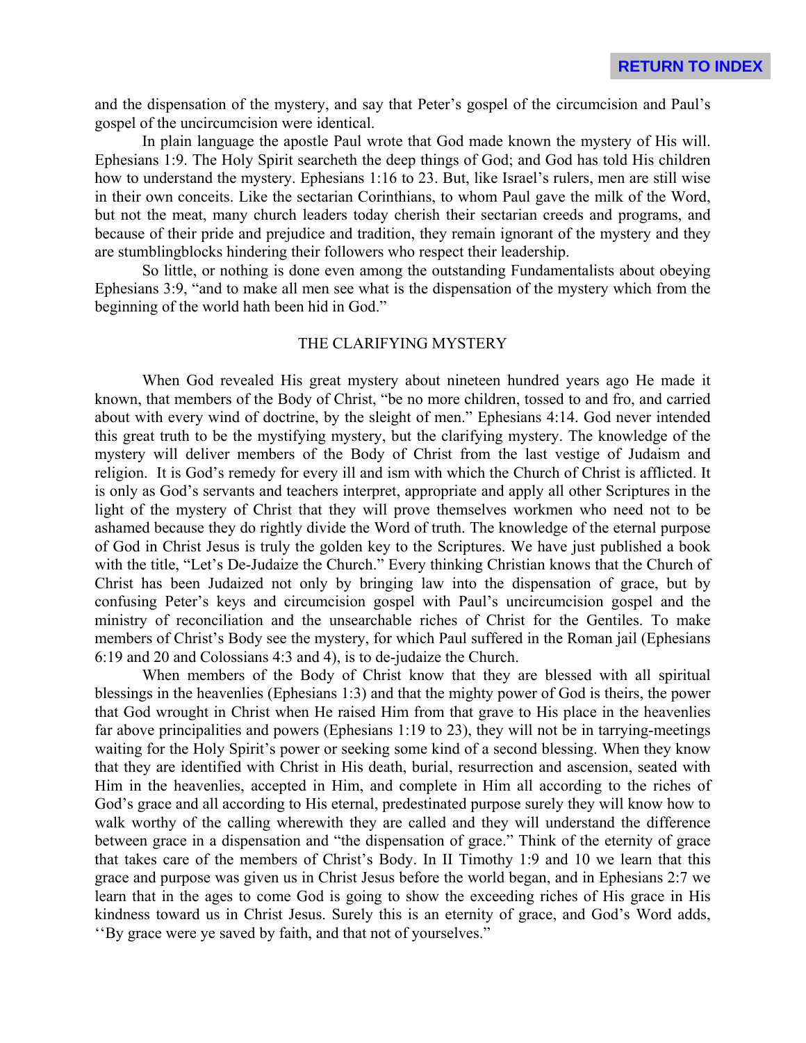and the dispensation of the mystery, and say that Peter's gospel of the circumcision and Paul's gospel of the uncircumcision were identical.

In plain language the apostle Paul wrote that God made known the mystery of His will. Ephesians 1:9. The Holy Spirit searcheth the deep things of God; and God has told His children how to understand the mystery. Ephesians 1:16 to 23. But, like Israel's rulers, men are still wise in their own conceits. Like the sectarian Corinthians, to whom Paul gave the milk of the Word, but not the meat, many church leaders today cherish their sectarian creeds and programs, and because of their pride and prejudice and tradition, they remain ignorant of the mystery and they are stumblingblocks hindering their followers who respect their leadership.

So little, or nothing is done even among the outstanding Fundamentalists about obeying Ephesians 3:9, "and to make all men see what is the dispensation of the mystery which from the beginning of the world hath been hid in God."

## THE CLARIFYING MYSTERY

When God revealed His great mystery about nineteen hundred years ago He made it known, that members of the Body of Christ, "be no more children, tossed to and fro, and carried about with every wind of doctrine, by the sleight of men." Ephesians 4:14. God never intended this great truth to be the mystifying mystery, but the clarifying mystery. The knowledge of the mystery will deliver members of the Body of Christ from the last vestige of Judaism and religion. It is God's remedy for every ill and ism with which the Church of Christ is afflicted. It is only as God's servants and teachers interpret, appropriate and apply all other Scriptures in the light of the mystery of Christ that they will prove themselves workmen who need not to be ashamed because they do rightly divide the Word of truth. The knowledge of the eternal purpose of God in Christ Jesus is truly the golden key to the Scriptures. We have just published a book with the title, "Let's De-Judaize the Church." Every thinking Christian knows that the Church of Christ has been Judaized not only by bringing law into the dispensation of grace, but by confusing Peter's keys and circumcision gospel with Paul's uncircumcision gospel and the ministry of reconciliation and the unsearchable riches of Christ for the Gentiles. To make members of Christ's Body see the mystery, for which Paul suffered in the Roman jail (Ephesians 6:19 and 20 and Colossians 4:3 and 4), is to de-judaize the Church.

When members of the Body of Christ know that they are blessed with all spiritual blessings in the heavenlies (Ephesians 1:3) and that the mighty power of God is theirs, the power that God wrought in Christ when He raised Him from that grave to His place in the heavenlies far above principalities and powers (Ephesians 1:19 to 23), they will not be in tarrying-meetings waiting for the Holy Spirit's power or seeking some kind of a second blessing. When they know that they are identified with Christ in His death, burial, resurrection and ascension, seated with Him in the heavenlies, accepted in Him, and complete in Him all according to the riches of God's grace and all according to His eternal, predestinated purpose surely they will know how to walk worthy of the calling wherewith they are called and they will understand the difference between grace in a dispensation and "the dispensation of grace." Think of the eternity of grace that takes care of the members of Christ's Body. In II Timothy 1:9 and 10 we learn that this grace and purpose was given us in Christ Jesus before the world began, and in Ephesians 2:7 we learn that in the ages to come God is going to show the exceeding riches of His grace in His kindness toward us in Christ Jesus. Surely this is an eternity of grace, and God's Word adds, ''By grace were ye saved by faith, and that not of yourselves."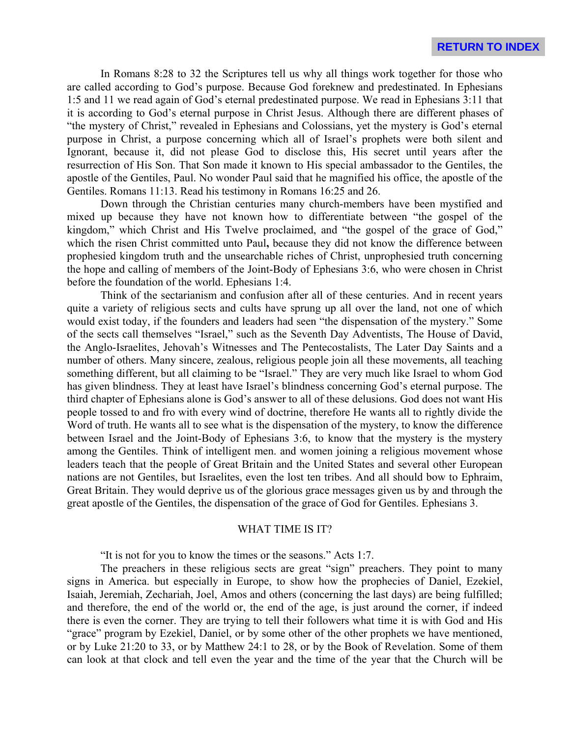In Romans 8:28 to 32 the Scriptures tell us why all things work together for those who are called according to God's purpose. Because God foreknew and predestinated. In Ephesians 1:5 and 11 we read again of God's eternal predestinated purpose. We read in Ephesians 3:11 that it is according to God's eternal purpose in Christ Jesus. Although there are different phases of "the mystery of Christ," revealed in Ephesians and Colossians, yet the mystery is God's eternal purpose in Christ, a purpose concerning which all of Israel's prophets were both silent and Ignorant, because it, did not please God to disclose this, His secret until years after the resurrection of His Son. That Son made it known to His special ambassador to the Gentiles, the apostle of the Gentiles, Paul. No wonder Paul said that he magnified his office, the apostle of the Gentiles. Romans 11:13. Read his testimony in Romans 16:25 and 26.

Down through the Christian centuries many church-members have been mystified and mixed up because they have not known how to differentiate between "the gospel of the kingdom," which Christ and His Twelve proclaimed, and "the gospel of the grace of God," which the risen Christ committed unto Paul**,** because they did not know the difference between prophesied kingdom truth and the unsearchable riches of Christ, unprophesied truth concerning the hope and calling of members of the Joint-Body of Ephesians 3:6, who were chosen in Christ before the foundation of the world. Ephesians 1:4.

Think of the sectarianism and confusion after all of these centuries. And in recent years quite a variety of religious sects and cults have sprung up all over the land, not one of which would exist today, if the founders and leaders had seen "the dispensation of the mystery." Some of the sects call themselves "Israel," such as the Seventh Day Adventists, The House of David, the Anglo-Israelites, Jehovah's Witnesses and The Pentecostalists, The Later Day Saints and a number of others. Many sincere, zealous, religious people join all these movements, all teaching something different, but all claiming to be "Israel." They are very much like Israel to whom God has given blindness. They at least have Israel's blindness concerning God's eternal purpose. The third chapter of Ephesians alone is God's answer to all of these delusions. God does not want His people tossed to and fro with every wind of doctrine, therefore He wants all to rightly divide the Word of truth. He wants all to see what is the dispensation of the mystery, to know the difference between Israel and the Joint-Body of Ephesians 3:6, to know that the mystery is the mystery among the Gentiles. Think of intelligent men. and women joining a religious movement whose leaders teach that the people of Great Britain and the United States and several other European nations are not Gentiles, but Israelites, even the lost ten tribes. And all should bow to Ephraim, Great Britain. They would deprive us of the glorious grace messages given us by and through the great apostle of the Gentiles, the dispensation of the grace of God for Gentiles. Ephesians 3.

## WHAT TIME IS IT?

"It is not for you to know the times or the seasons." Acts 1:7.

The preachers in these religious sects are great "sign" preachers. They point to many signs in America. but especially in Europe, to show how the prophecies of Daniel, Ezekiel, Isaiah, Jeremiah, Zechariah, Joel, Amos and others (concerning the last days) are being fulfilled; and therefore, the end of the world or, the end of the age, is just around the corner, if indeed there is even the corner. They are trying to tell their followers what time it is with God and His "grace" program by Ezekiel, Daniel, or by some other of the other prophets we have mentioned, or by Luke 21:20 to 33, or by Matthew 24:1 to 28, or by the Book of Revelation. Some of them can look at that clock and tell even the year and the time of the year that the Church will be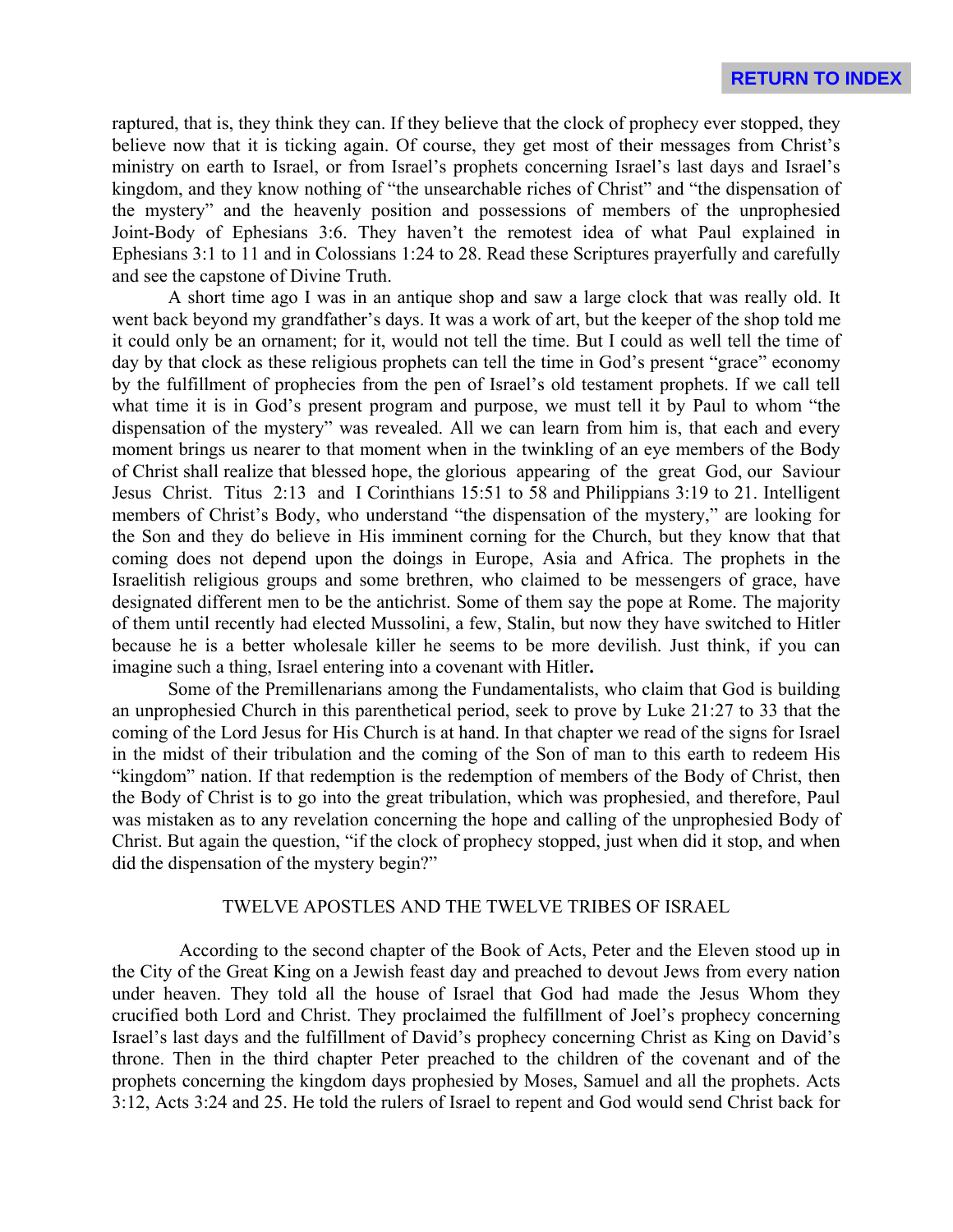raptured, that is, they think they can. If they believe that the clock of prophecy ever stopped, they believe now that it is ticking again. Of course, they get most of their messages from Christ's ministry on earth to Israel, or from Israel's prophets concerning Israel's last days and Israel's kingdom, and they know nothing of "the unsearchable riches of Christ" and "the dispensation of the mystery" and the heavenly position and possessions of members of the unprophesied Joint-Body of Ephesians 3:6. They haven't the remotest idea of what Paul explained in Ephesians 3:1 to 11 and in Colossians 1:24 to 28. Read these Scriptures prayerfully and carefully and see the capstone of Divine Truth.

A short time ago I was in an antique shop and saw a large clock that was really old. It went back beyond my grandfather's days. It was a work of art, but the keeper of the shop told me it could only be an ornament; for it, would not tell the time. But I could as well tell the time of day by that clock as these religious prophets can tell the time in God's present "grace" economy by the fulfillment of prophecies from the pen of Israel's old testament prophets. If we call tell what time it is in God's present program and purpose, we must tell it by Paul to whom "the dispensation of the mystery" was revealed. All we can learn from him is, that each and every moment brings us nearer to that moment when in the twinkling of an eye members of the Body of Christ shall realize that blessed hope, the glorious appearing of the great God, our Saviour Jesus Christ. Titus 2:13 and I Corinthians 15:51 to 58 and Philippians 3:19 to 21. Intelligent members of Christ's Body, who understand "the dispensation of the mystery," are looking for the Son and they do believe in His imminent corning for the Church, but they know that that coming does not depend upon the doings in Europe, Asia and Africa. The prophets in the Israelitish religious groups and some brethren, who claimed to be messengers of grace, have designated different men to be the antichrist. Some of them say the pope at Rome. The majority of them until recently had elected Mussolini, a few, Stalin, but now they have switched to Hitler because he is a better wholesale killer he seems to be more devilish. Just think, if you can imagine such a thing, Israel entering into a covenant with Hitler**.**

Some of the Premillenarians among the Fundamentalists, who claim that God is building an unprophesied Church in this parenthetical period, seek to prove by Luke 21:27 to 33 that the coming of the Lord Jesus for His Church is at hand. In that chapter we read of the signs for Israel in the midst of their tribulation and the coming of the Son of man to this earth to redeem His "kingdom" nation. If that redemption is the redemption of members of the Body of Christ, then the Body of Christ is to go into the great tribulation, which was prophesied, and therefore, Paul was mistaken as to any revelation concerning the hope and calling of the unprophesied Body of Christ. But again the question, "if the clock of prophecy stopped, just when did it stop, and when did the dispensation of the mystery begin?"

## TWELVE APOSTLES AND THE TWELVE TRIBES OF ISRAEL

According to the second chapter of the Book of Acts, Peter and the Eleven stood up in the City of the Great King on a Jewish feast day and preached to devout Jews from every nation under heaven. They told all the house of Israel that God had made the Jesus Whom they crucified both Lord and Christ. They proclaimed the fulfillment of Joel's prophecy concerning Israel's last days and the fulfillment of David's prophecy concerning Christ as King on David's throne. Then in the third chapter Peter preached to the children of the covenant and of the prophets concerning the kingdom days prophesied by Moses, Samuel and all the prophets. Acts 3:12, Acts 3:24 and 25. He told the rulers of Israel to repent and God would send Christ back for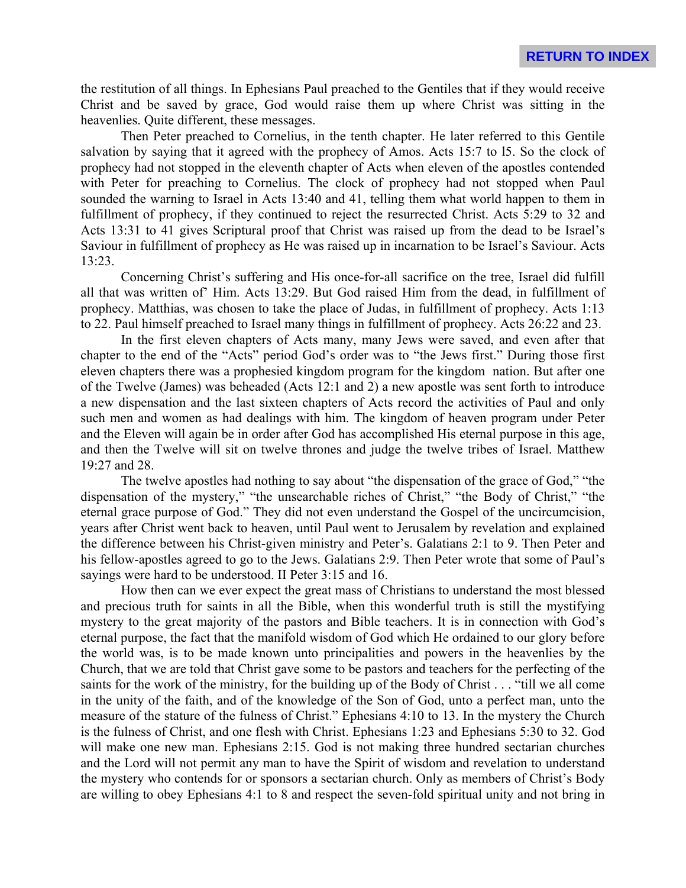the restitution of all things. In Ephesians Paul preached to the Gentiles that if they would receive Christ and be saved by grace, God would raise them up where Christ was sitting in the heavenlies. Quite different, these messages.

Then Peter preached to Cornelius, in the tenth chapter. He later referred to this Gentile salvation by saying that it agreed with the prophecy of Amos. Acts 15:7 to l5. So the clock of prophecy had not stopped in the eleventh chapter of Acts when eleven of the apostles contended with Peter for preaching to Cornelius. The clock of prophecy had not stopped when Paul sounded the warning to Israel in Acts 13:40 and 41, telling them what world happen to them in fulfillment of prophecy, if they continued to reject the resurrected Christ. Acts 5:29 to 32 and Acts 13:31 to 41 gives Scriptural proof that Christ was raised up from the dead to be Israel's Saviour in fulfillment of prophecy as He was raised up in incarnation to be Israel's Saviour. Acts 13:23.

Concerning Christ's suffering and His once-for-all sacrifice on the tree, Israel did fulfill all that was written of' Him. Acts 13:29. But God raised Him from the dead, in fulfillment of prophecy. Matthias, was chosen to take the place of Judas, in fulfillment of prophecy. Acts 1:13 to 22. Paul himself preached to Israel many things in fulfillment of prophecy. Acts 26:22 and 23.

In the first eleven chapters of Acts many, many Jews were saved, and even after that chapter to the end of the "Acts" period God's order was to "the Jews first." During those first eleven chapters there was a prophesied kingdom program for the kingdom nation. But after one of the Twelve (James) was beheaded (Acts 12:1 and 2) a new apostle was sent forth to introduce a new dispensation and the last sixteen chapters of Acts record the activities of Paul and only such men and women as had dealings with him. The kingdom of heaven program under Peter and the Eleven will again be in order after God has accomplished His eternal purpose in this age, and then the Twelve will sit on twelve thrones and judge the twelve tribes of Israel. Matthew 19:27 and 28.

The twelve apostles had nothing to say about "the dispensation of the grace of God," "the dispensation of the mystery," "the unsearchable riches of Christ," "the Body of Christ," "the eternal grace purpose of God." They did not even understand the Gospel of the uncircumcision, years after Christ went back to heaven, until Paul went to Jerusalem by revelation and explained the difference between his Christ-given ministry and Peter's. Galatians 2:1 to 9. Then Peter and his fellow-apostles agreed to go to the Jews. Galatians 2:9. Then Peter wrote that some of Paul's sayings were hard to be understood. II Peter 3:15 and 16.

How then can we ever expect the great mass of Christians to understand the most blessed and precious truth for saints in all the Bible, when this wonderful truth is still the mystifying mystery to the great majority of the pastors and Bible teachers. It is in connection with God's eternal purpose, the fact that the manifold wisdom of God which He ordained to our glory before the world was, is to be made known unto principalities and powers in the heavenlies by the Church, that we are told that Christ gave some to be pastors and teachers for the perfecting of the saints for the work of the ministry, for the building up of the Body of Christ . . . "till we all come in the unity of the faith, and of the knowledge of the Son of God, unto a perfect man, unto the measure of the stature of the fulness of Christ." Ephesians 4:10 to 13. In the mystery the Church is the fulness of Christ, and one flesh with Christ. Ephesians 1:23 and Ephesians 5:30 to 32. God will make one new man. Ephesians 2:15. God is not making three hundred sectarian churches and the Lord will not permit any man to have the Spirit of wisdom and revelation to understand the mystery who contends for or sponsors a sectarian church. Only as members of Christ's Body are willing to obey Ephesians 4:1 to 8 and respect the seven-fold spiritual unity and not bring in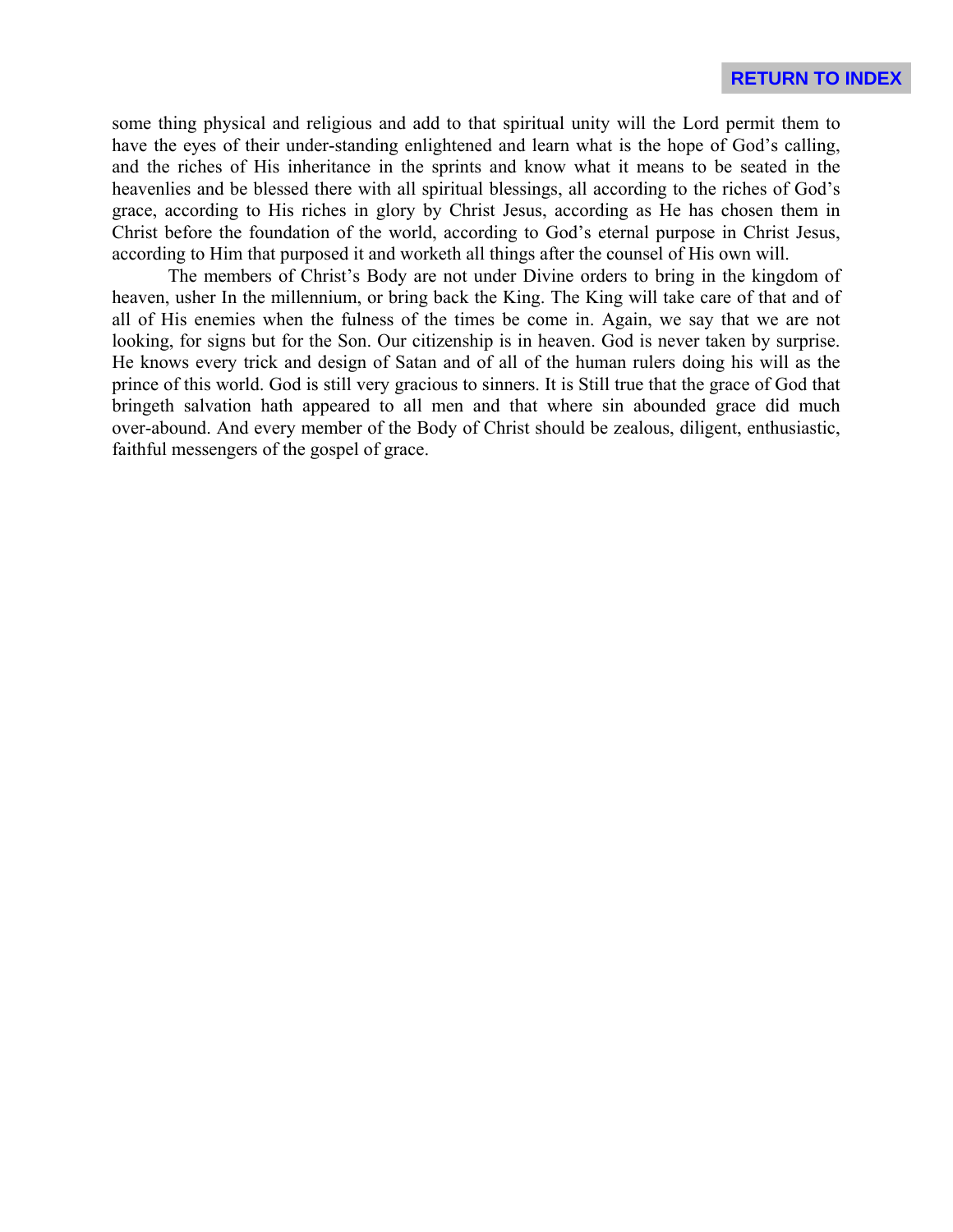some thing physical and religious and add to that spiritual unity will the Lord permit them to have the eyes of their under-standing enlightened and learn what is the hope of God's calling, and the riches of His inheritance in the sprints and know what it means to be seated in the heavenlies and be blessed there with all spiritual blessings, all according to the riches of God's grace, according to His riches in glory by Christ Jesus, according as He has chosen them in Christ before the foundation of the world, according to God's eternal purpose in Christ Jesus, according to Him that purposed it and worketh all things after the counsel of His own will.

The members of Christ's Body are not under Divine orders to bring in the kingdom of heaven, usher In the millennium, or bring back the King. The King will take care of that and of all of His enemies when the fulness of the times be come in. Again, we say that we are not looking, for signs but for the Son. Our citizenship is in heaven. God is never taken by surprise. He knows every trick and design of Satan and of all of the human rulers doing his will as the prince of this world. God is still very gracious to sinners. It is Still true that the grace of God that bringeth salvation hath appeared to all men and that where sin abounded grace did much over-abound. And every member of the Body of Christ should be zealous, diligent, enthusiastic, faithful messengers of the gospel of grace.